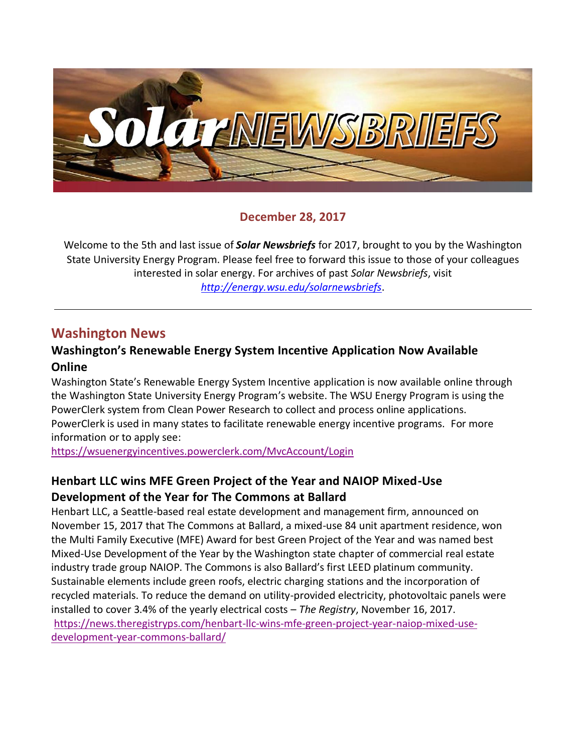# Solar NEWSBRIEFS

**December 28, 2017**

Welcome to the 5th and last issue of ***Solar Newsbriefs*** for 2017, brought to you by the Washington State University Energy Program. Please feel free to forward this issue to those of your colleagues interested in solar energy. For archives of past *Solar Newsbriefs*, visit *http://energy.wsu.edu/solarnewsbriefs*.

---

## Washington News

### Washington's Renewable Energy System Incentive Application Now Available Online

Washington State's Renewable Energy System Incentive application is now available online through the Washington State University Energy Program's website. The WSU Energy Program is using the PowerClerk system from Clean Power Research to collect and process online applications. PowerClerk is used in many states to facilitate renewable energy incentive programs. For more information or to apply see:
https://wsuenergyincentives.powerclerk.com/MvcAccount/Login

### Henbart LLC wins MFE Green Project of the Year and NAIOP Mixed-Use Development of the Year for The Commons at Ballard

Henbart LLC, a Seattle-based real estate development and management firm, announced on November 15, 2017 that The Commons at Ballard, a mixed-use 84 unit apartment residence, won the Multi Family Executive (MFE) Award for best Green Project of the Year and was named best Mixed-Use Development of the Year by the Washington state chapter of commercial real estate industry trade group NAIOP. The Commons is also Ballard's first LEED platinum community. Sustainable elements include green roofs, electric charging stations and the incorporation of recycled materials. To reduce the demand on utility-provided electricity, photovoltaic panels were installed to cover 3.4% of the yearly electrical costs – *The Registry*, November 16, 2017.
https://news.theregistryps.com/henbart-llc-wins-mfe-green-project-year-naiop-mixed-use-development-year-commons-ballard/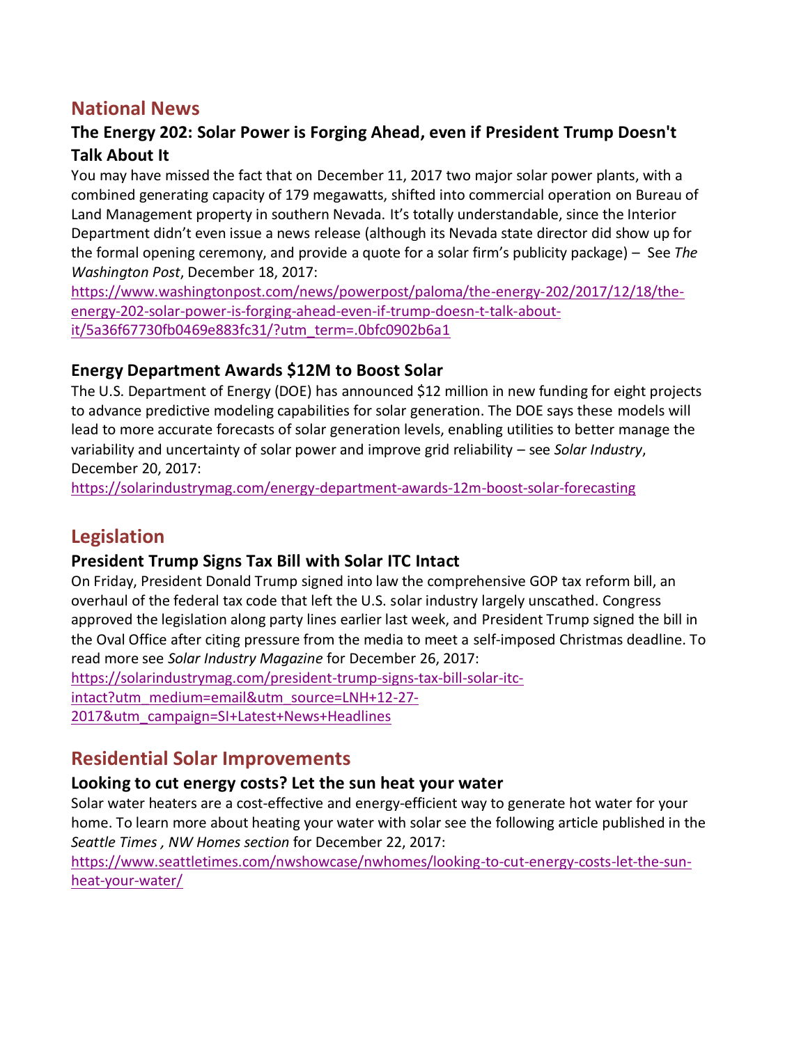## National News

### The Energy 202: Solar Power is Forging Ahead, even if President Trump Doesn't Talk About It

You may have missed the fact that on December 11, 2017 two major solar power plants, with a combined generating capacity of 179 megawatts, shifted into commercial operation on Bureau of Land Management property in southern Nevada. It's totally understandable, since the Interior Department didn't even issue a news release (although its Nevada state director did show up for the formal opening ceremony, and provide a quote for a solar firm's publicity package) – See *The Washington Post*, December 18, 2017:
https://www.washingtonpost.com/news/powerpost/paloma/the-energy-202/2017/12/18/the-energy-202-solar-power-is-forging-ahead-even-if-trump-doesn-t-talk-about-it/5a36f67730fb0469e883fc31/?utm_term=.0bfc0902b6a1

### Energy Department Awards $12M to Boost Solar

The U.S. Department of Energy (DOE) has announced $12 million in new funding for eight projects to advance predictive modeling capabilities for solar generation. The DOE says these models will lead to more accurate forecasts of solar generation levels, enabling utilities to better manage the variability and uncertainty of solar power and improve grid reliability – see *Solar Industry*, December 20, 2017:
https://solarindustrymag.com/energy-department-awards-12m-boost-solar-forecasting

## Legislation

### President Trump Signs Tax Bill with Solar ITC Intact

On Friday, President Donald Trump signed into law the comprehensive GOP tax reform bill, an overhaul of the federal tax code that left the U.S. solar industry largely unscathed. Congress approved the legislation along party lines earlier last week, and President Trump signed the bill in the Oval Office after citing pressure from the media to meet a self-imposed Christmas deadline. To read more see *Solar Industry Magazine* for December 26, 2017:
https://solarindustrymag.com/president-trump-signs-tax-bill-solar-itc-intact?utm_medium=email&utm_source=LNH+12-27-2017&utm_campaign=SI+Latest+News+Headlines

## Residential Solar Improvements

### Looking to cut energy costs? Let the sun heat your water

Solar water heaters are a cost-effective and energy-efficient way to generate hot water for your home. To learn more about heating your water with solar see the following article published in the *Seattle Times , NW Homes section* for December 22, 2017:
https://www.seattletimes.com/nwshowcase/nwhomes/looking-to-cut-energy-costs-let-the-sun-heat-your-water/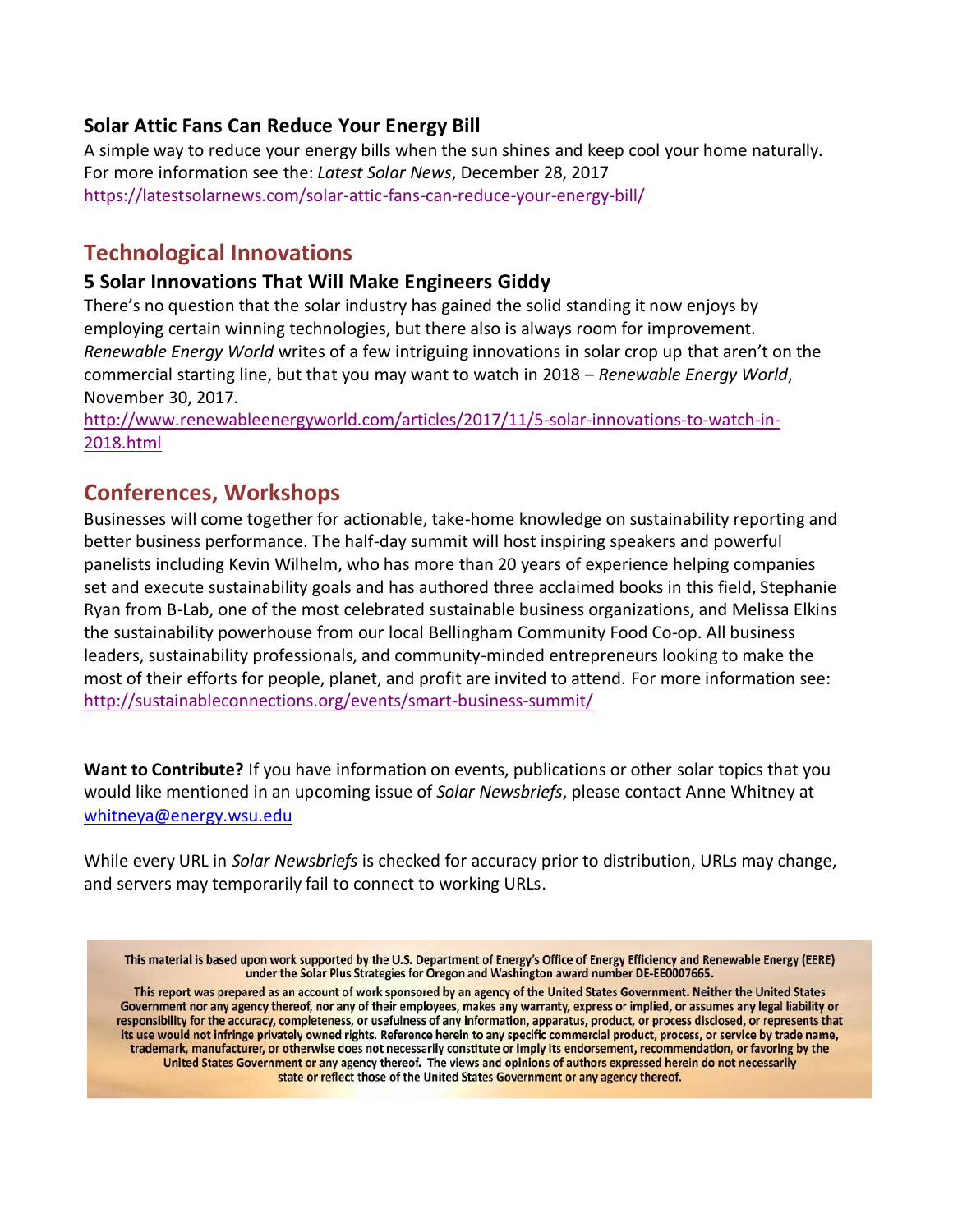### Solar Attic Fans Can Reduce Your Energy Bill

A simple way to reduce your energy bills when the sun shines and keep cool your home naturally. For more information see the: *Latest Solar News*, December 28, 2017
https://latestsolarnews.com/solar-attic-fans-can-reduce-your-energy-bill/

## Technological Innovations

### 5 Solar Innovations That Will Make Engineers Giddy

There's no question that the solar industry has gained the solid standing it now enjoys by employing certain winning technologies, but there also is always room for improvement. *Renewable Energy World* writes of a few intriguing innovations in solar crop up that aren't on the commercial starting line, but that you may want to watch in 2018 – *Renewable Energy World*, November 30, 2017.
http://www.renewableenergyworld.com/articles/2017/11/5-solar-innovations-to-watch-in-2018.html

## Conferences, Workshops

Businesses will come together for actionable, take-home knowledge on sustainability reporting and better business performance. The half-day summit will host inspiring speakers and powerful panelists including Kevin Wilhelm, who has more than 20 years of experience helping companies set and execute sustainability goals and has authored three acclaimed books in this field, Stephanie Ryan from B-Lab, one of the most celebrated sustainable business organizations, and Melissa Elkins the sustainability powerhouse from our local Bellingham Community Food Co-op. All business leaders, sustainability professionals, and community-minded entrepreneurs looking to make the most of their efforts for people, planet, and profit are invited to attend. For more information see:
http://sustainableconnections.org/events/smart-business-summit/

**Want to Contribute?** If you have information on events, publications or other solar topics that you would like mentioned in an upcoming issue of *Solar Newsbriefs*, please contact Anne Whitney at whitneya@energy.wsu.edu

While every URL in *Solar Newsbriefs* is checked for accuracy prior to distribution, URLs may change, and servers may temporarily fail to connect to working URLs.

**This material is based upon work supported by the U.S. Department of Energy's Office of Energy Efficiency and Renewable Energy (EERE) under the Solar Plus Strategies for Oregon and Washington award number DE-EE0007665.**

**This report was prepared as an account of work sponsored by an agency of the United States Government. Neither the United States Government nor any agency thereof, nor any of their employees, makes any warranty, express or implied, or assumes any legal liability or responsibility for the accuracy, completeness, or usefulness of any information, apparatus, product, or process disclosed, or represents that its use would not infringe privately owned rights. Reference herein to any specific commercial product, process, or service by trade name, trademark, manufacturer, or otherwise does not necessarily constitute or imply its endorsement, recommendation, or favoring by the United States Government or any agency thereof. The views and opinions of authors expressed herein do not necessarily state or reflect those of the United States Government or any agency thereof.**